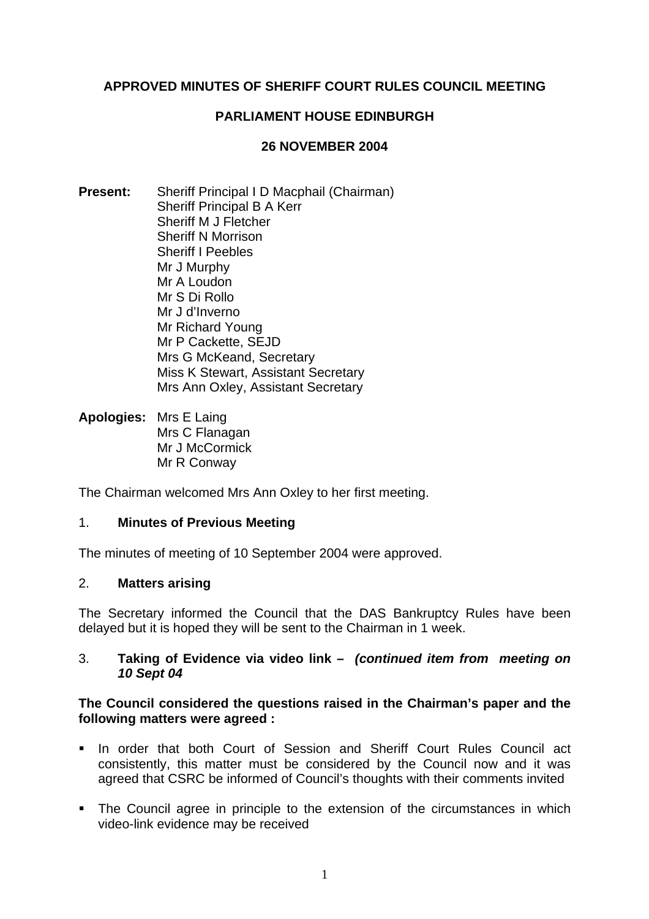**APPROVED MINUTES OF SHERIFF COURT RULES COUNCIL MEETING**

**PARLIAMENT HOUSE EDINBURGH**

**26 NOVEMBER 2004**

**Present:** Sheriff Principal I D Macphail (Chairman)
Sheriff Principal B A Kerr
Sheriff M J Fletcher
Sheriff N Morrison
Sheriff I Peebles
Mr J Murphy
Mr A Loudon
Mr S Di Rollo
Mr J d'Inverno
Mr Richard Young
Mr P Cackette, SEJD
Mrs G McKeand, Secretary
Miss K Stewart, Assistant Secretary
Mrs Ann Oxley, Assistant Secretary

**Apologies:** Mrs E Laing
Mrs C Flanagan
Mr J McCormick
Mr R Conway

The Chairman welcomed Mrs Ann Oxley to her first meeting.

1. **Minutes of Previous Meeting**

The minutes of meeting of 10 September 2004 were approved.

2. **Matters arising**

The Secretary informed the Council that the DAS Bankruptcy Rules have been delayed but it is hoped they will be sent to the Chairman in 1 week.

3. **Taking of Evidence via video link –** ***(continued item from meeting on 10 Sept 04***

**The Council considered the questions raised in the Chairman's paper and the following matters were agreed :**

- In order that both Court of Session and Sheriff Court Rules Council act consistently, this matter must be considered by the Council now and it was agreed that CSRC be informed of Council's thoughts with their comments invited
- The Council agree in principle to the extension of the circumstances in which video-link evidence may be received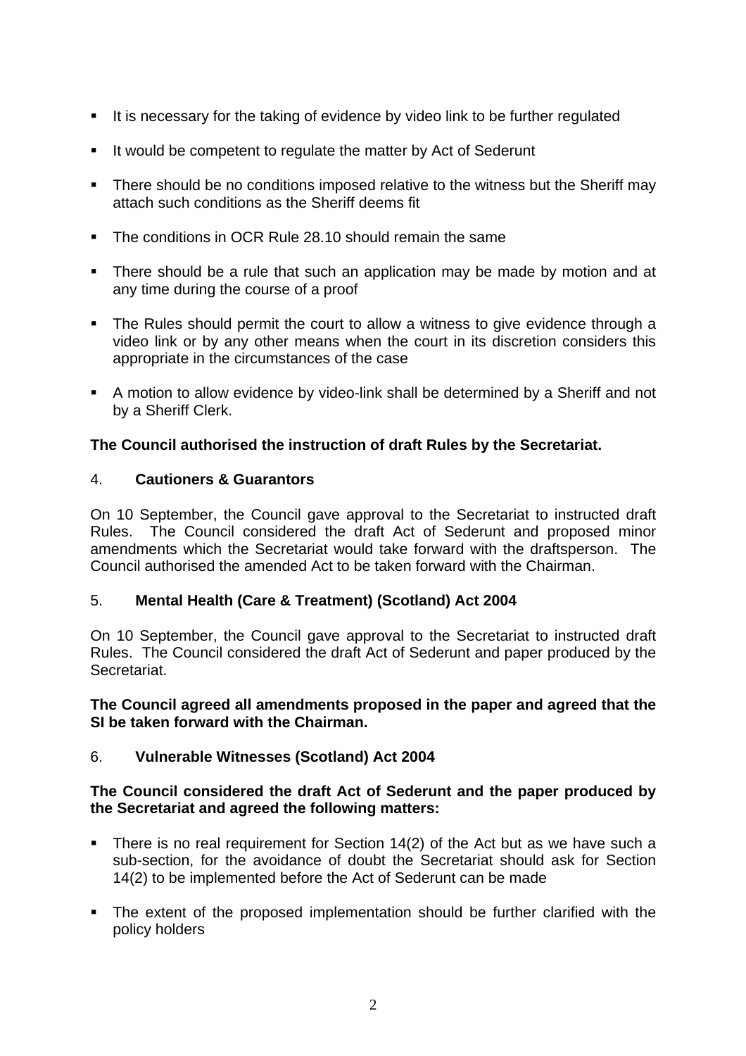- It is necessary for the taking of evidence by video link to be further regulated
- It would be competent to regulate the matter by Act of Sederunt
- There should be no conditions imposed relative to the witness but the Sheriff may attach such conditions as the Sheriff deems fit
- The conditions in OCR Rule 28.10 should remain the same
- There should be a rule that such an application may be made by motion and at any time during the course of a proof
- The Rules should permit the court to allow a witness to give evidence through a video link or by any other means when the court in its discretion considers this appropriate in the circumstances of the case
- A motion to allow evidence by video-link shall be determined by a Sheriff and not by a Sheriff Clerk.

**The Council authorised the instruction of draft Rules by the Secretariat.**

4. **Cautioners & Guarantors**

On 10 September, the Council gave approval to the Secretariat to instructed draft Rules. The Council considered the draft Act of Sederunt and proposed minor amendments which the Secretariat would take forward with the draftsperson. The Council authorised the amended Act to be taken forward with the Chairman.

5. **Mental Health (Care & Treatment) (Scotland) Act 2004**

On 10 September, the Council gave approval to the Secretariat to instructed draft Rules. The Council considered the draft Act of Sederunt and paper produced by the Secretariat.

**The Council agreed all amendments proposed in the paper and agreed that the SI be taken forward with the Chairman.**

6. **Vulnerable Witnesses (Scotland) Act 2004**

**The Council considered the draft Act of Sederunt and the paper produced by the Secretariat and agreed the following matters:**

- There is no real requirement for Section 14(2) of the Act but as we have such a sub-section, for the avoidance of doubt the Secretariat should ask for Section 14(2) to be implemented before the Act of Sederunt can be made
- The extent of the proposed implementation should be further clarified with the policy holders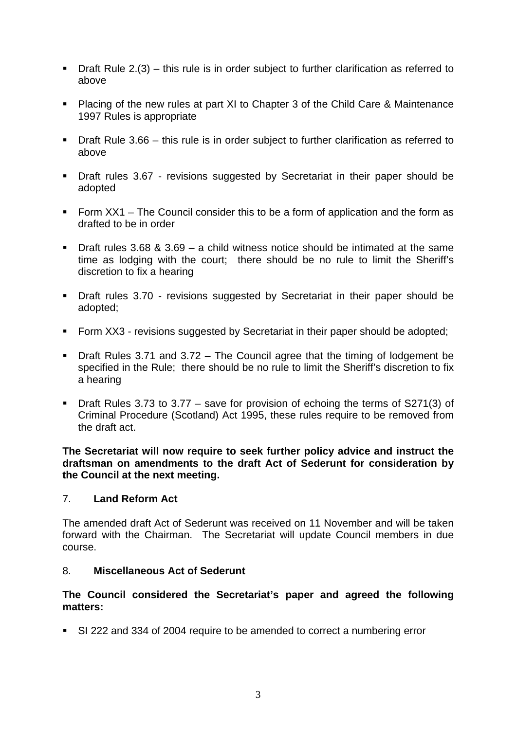- Draft Rule 2.(3) – this rule is in order subject to further clarification as referred to above

- Placing of the new rules at part XI to Chapter 3 of the Child Care & Maintenance 1997 Rules is appropriate

- Draft Rule 3.66 – this rule is in order subject to further clarification as referred to above

- Draft rules 3.67 - revisions suggested by Secretariat in their paper should be adopted

- Form XX1 – The Council consider this to be a form of application and the form as drafted to be in order

- Draft rules 3.68 & 3.69 – a child witness notice should be intimated at the same time as lodging with the court; there should be no rule to limit the Sheriff's discretion to fix a hearing

- Draft rules 3.70 - revisions suggested by Secretariat in their paper should be adopted;

- Form XX3 - revisions suggested by Secretariat in their paper should be adopted;

- Draft Rules 3.71 and 3.72 – The Council agree that the timing of lodgement be specified in the Rule; there should be no rule to limit the Sheriff's discretion to fix a hearing

- Draft Rules 3.73 to 3.77 – save for provision of echoing the terms of S271(3) of Criminal Procedure (Scotland) Act 1995, these rules require to be removed from the draft act.

**The Secretariat will now require to seek further policy advice and instruct the draftsman on amendments to the draft Act of Sederunt for consideration by the Council at the next meeting.**

## 7. Land Reform Act

The amended draft Act of Sederunt was received on 11 November and will be taken forward with the Chairman. The Secretariat will update Council members in due course.

## 8. Miscellaneous Act of Sederunt

**The Council considered the Secretariat's paper and agreed the following matters:**

- SI 222 and 334 of 2004 require to be amended to correct a numbering error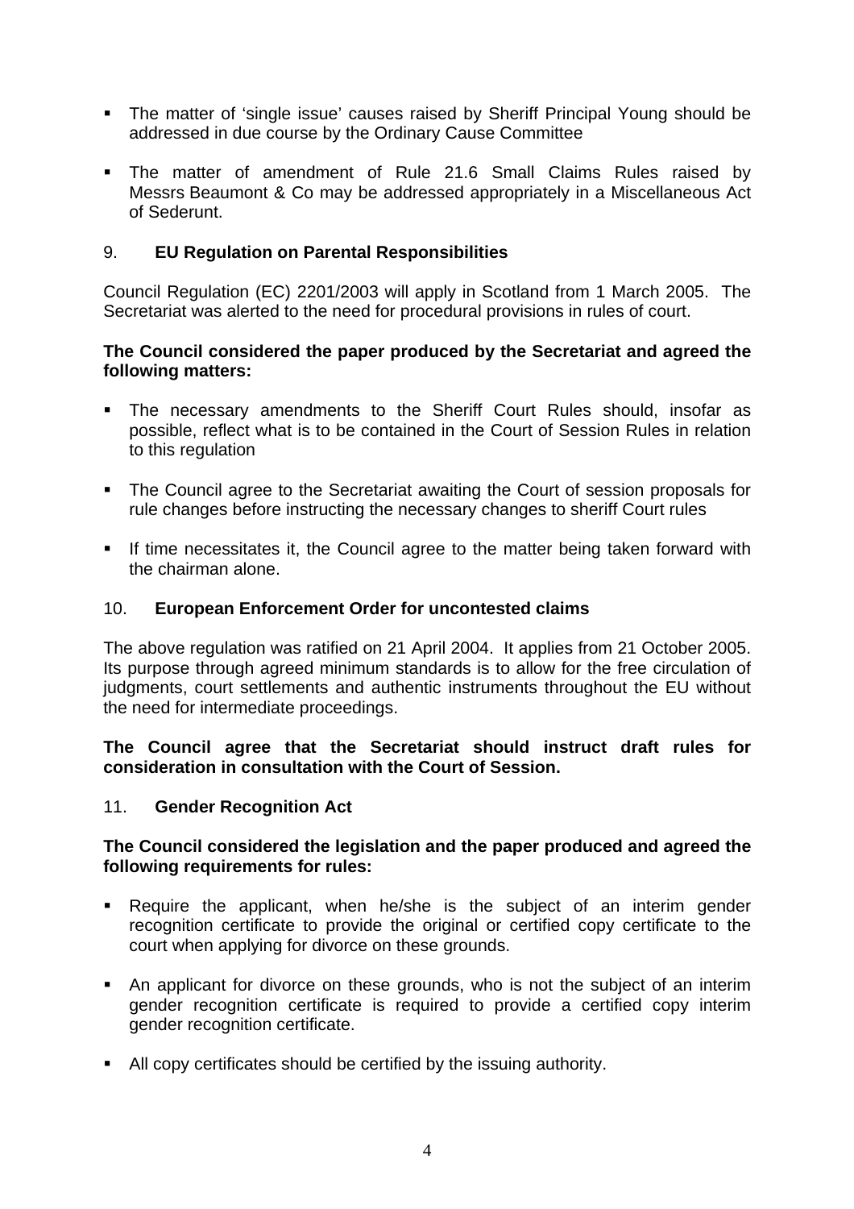- The matter of 'single issue' causes raised by Sheriff Principal Young should be addressed in due course by the Ordinary Cause Committee

- The matter of amendment of Rule 21.6 Small Claims Rules raised by Messrs Beaumont & Co may be addressed appropriately in a Miscellaneous Act of Sederunt.

## 9. EU Regulation on Parental Responsibilities

Council Regulation (EC) 2201/2003 will apply in Scotland from 1 March 2005. The Secretariat was alerted to the need for procedural provisions in rules of court.

**The Council considered the paper produced by the Secretariat and agreed the following matters:**

- The necessary amendments to the Sheriff Court Rules should, insofar as possible, reflect what is to be contained in the Court of Session Rules in relation to this regulation

- The Council agree to the Secretariat awaiting the Court of session proposals for rule changes before instructing the necessary changes to sheriff Court rules

- If time necessitates it, the Council agree to the matter being taken forward with the chairman alone.

## 10. European Enforcement Order for uncontested claims

The above regulation was ratified on 21 April 2004. It applies from 21 October 2005. Its purpose through agreed minimum standards is to allow for the free circulation of judgments, court settlements and authentic instruments throughout the EU without the need for intermediate proceedings.

**The Council agree that the Secretariat should instruct draft rules for consideration in consultation with the Court of Session.**

## 11. Gender Recognition Act

**The Council considered the legislation and the paper produced and agreed the following requirements for rules:**

- Require the applicant, when he/she is the subject of an interim gender recognition certificate to provide the original or certified copy certificate to the court when applying for divorce on these grounds.

- An applicant for divorce on these grounds, who is not the subject of an interim gender recognition certificate is required to provide a certified copy interim gender recognition certificate.

- All copy certificates should be certified by the issuing authority.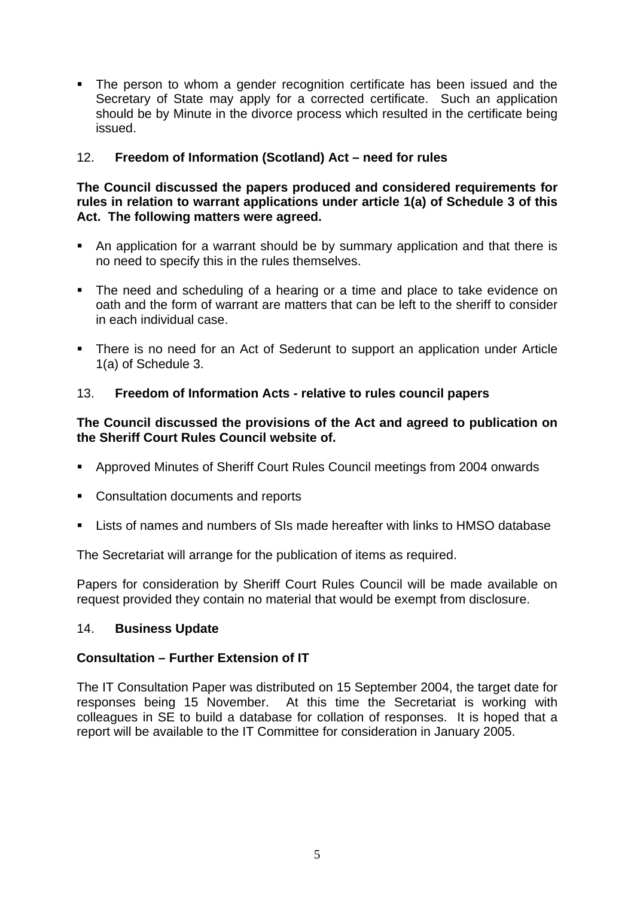- The person to whom a gender recognition certificate has been issued and the Secretary of State may apply for a corrected certificate. Such an application should be by Minute in the divorce process which resulted in the certificate being issued.

12. **Freedom of Information (Scotland) Act – need for rules**

**The Council discussed the papers produced and considered requirements for rules in relation to warrant applications under article 1(a) of Schedule 3 of this Act. The following matters were agreed.**

- An application for a warrant should be by summary application and that there is no need to specify this in the rules themselves.
- The need and scheduling of a hearing or a time and place to take evidence on oath and the form of warrant are matters that can be left to the sheriff to consider in each individual case.
- There is no need for an Act of Sederunt to support an application under Article 1(a) of Schedule 3.

13. **Freedom of Information Acts - relative to rules council papers**

**The Council discussed the provisions of the Act and agreed to publication on the Sheriff Court Rules Council website of.**

- Approved Minutes of Sheriff Court Rules Council meetings from 2004 onwards
- Consultation documents and reports
- Lists of names and numbers of SIs made hereafter with links to HMSO database

The Secretariat will arrange for the publication of items as required.

Papers for consideration by Sheriff Court Rules Council will be made available on request provided they contain no material that would be exempt from disclosure.

14. **Business Update**

**Consultation – Further Extension of IT**

The IT Consultation Paper was distributed on 15 September 2004, the target date for responses being 15 November. At this time the Secretariat is working with colleagues in SE to build a database for collation of responses. It is hoped that a report will be available to the IT Committee for consideration in January 2005.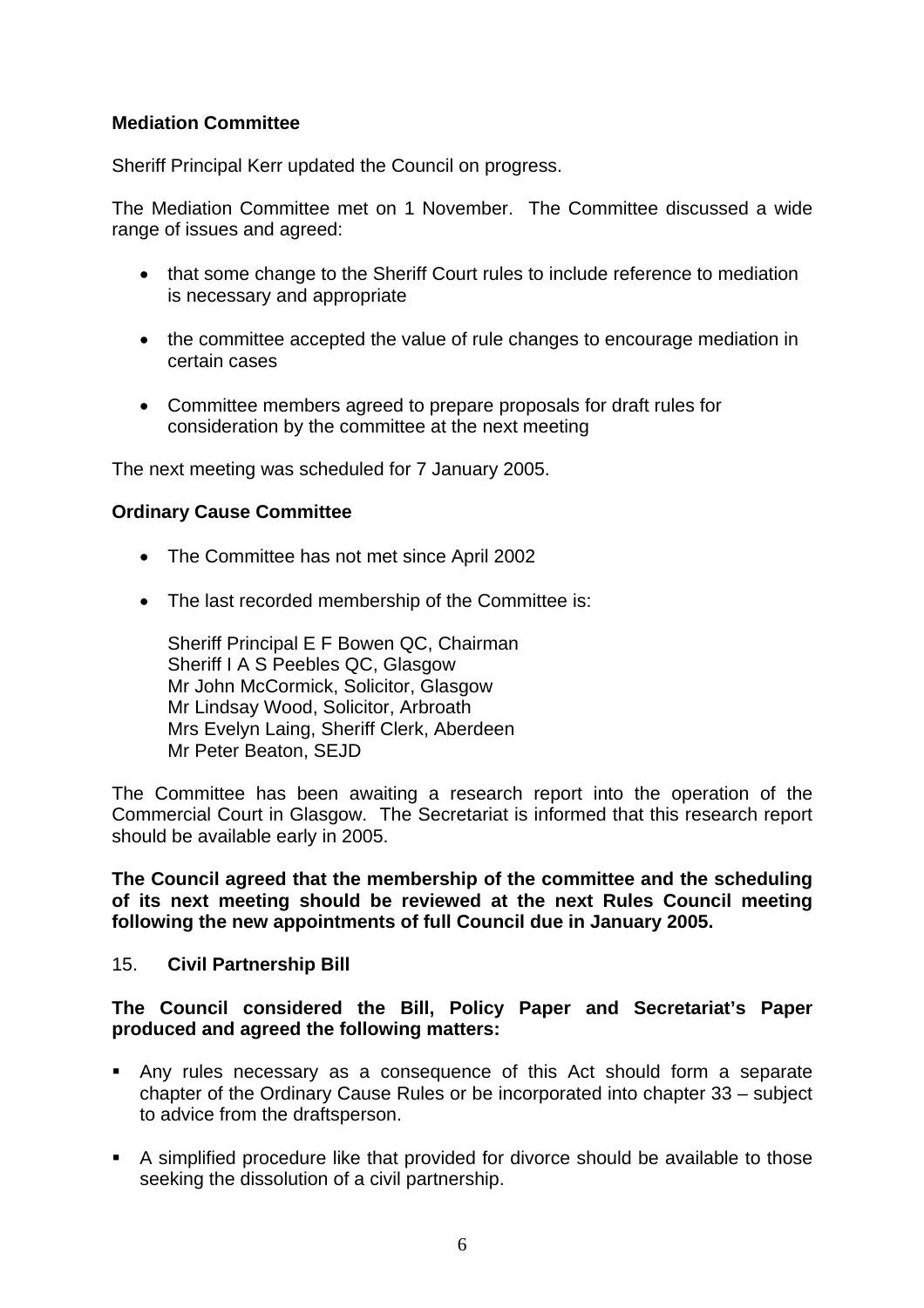**Mediation Committee**

Sheriff Principal Kerr updated the Council on progress.

The Mediation Committee met on 1 November. The Committee discussed a wide range of issues and agreed:

- that some change to the Sheriff Court rules to include reference to mediation is necessary and appropriate
- the committee accepted the value of rule changes to encourage mediation in certain cases
- Committee members agreed to prepare proposals for draft rules for consideration by the committee at the next meeting

The next meeting was scheduled for 7 January 2005.

**Ordinary Cause Committee**

- The Committee has not met since April 2002
- The last recorded membership of the Committee is:

  Sheriff Principal E F Bowen QC, Chairman
  Sheriff I A S Peebles QC, Glasgow
  Mr John McCormick, Solicitor, Glasgow
  Mr Lindsay Wood, Solicitor, Arbroath
  Mrs Evelyn Laing, Sheriff Clerk, Aberdeen
  Mr Peter Beaton, SEJD

The Committee has been awaiting a research report into the operation of the Commercial Court in Glasgow. The Secretariat is informed that this research report should be available early in 2005.

**The Council agreed that the membership of the committee and the scheduling of its next meeting should be reviewed at the next Rules Council meeting following the new appointments of full Council due in January 2005.**

15. **Civil Partnership Bill**

**The Council considered the Bill, Policy Paper and Secretariat's Paper produced and agreed the following matters:**

- Any rules necessary as a consequence of this Act should form a separate chapter of the Ordinary Cause Rules or be incorporated into chapter 33 – subject to advice from the draftsperson.
- A simplified procedure like that provided for divorce should be available to those seeking the dissolution of a civil partnership.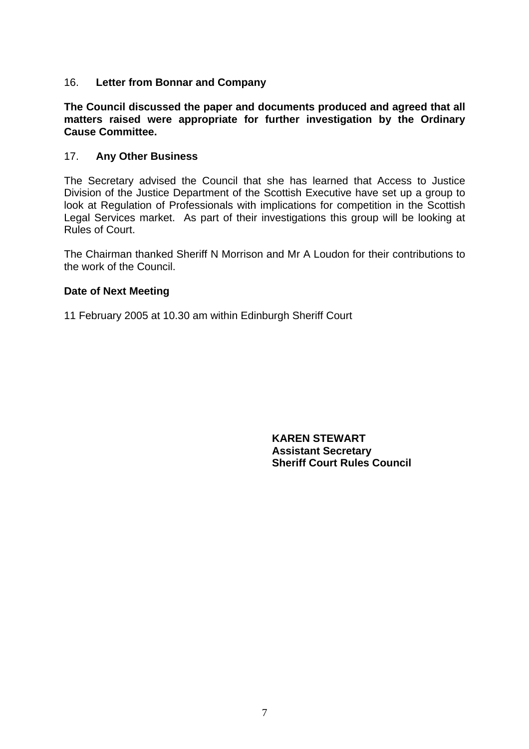16. **Letter from Bonnar and Company**

**The Council discussed the paper and documents produced and agreed that all matters raised were appropriate for further investigation by the Ordinary Cause Committee.**

17. **Any Other Business**

The Secretary advised the Council that she has learned that Access to Justice Division of the Justice Department of the Scottish Executive have set up a group to look at Regulation of Professionals with implications for competition in the Scottish Legal Services market. As part of their investigations this group will be looking at Rules of Court.

The Chairman thanked Sheriff N Morrison and Mr A Loudon for their contributions to the work of the Council.

**Date of Next Meeting**

11 February 2005 at 10.30 am within Edinburgh Sheriff Court

**KAREN STEWART**
**Assistant Secretary**
**Sheriff Court Rules Council**